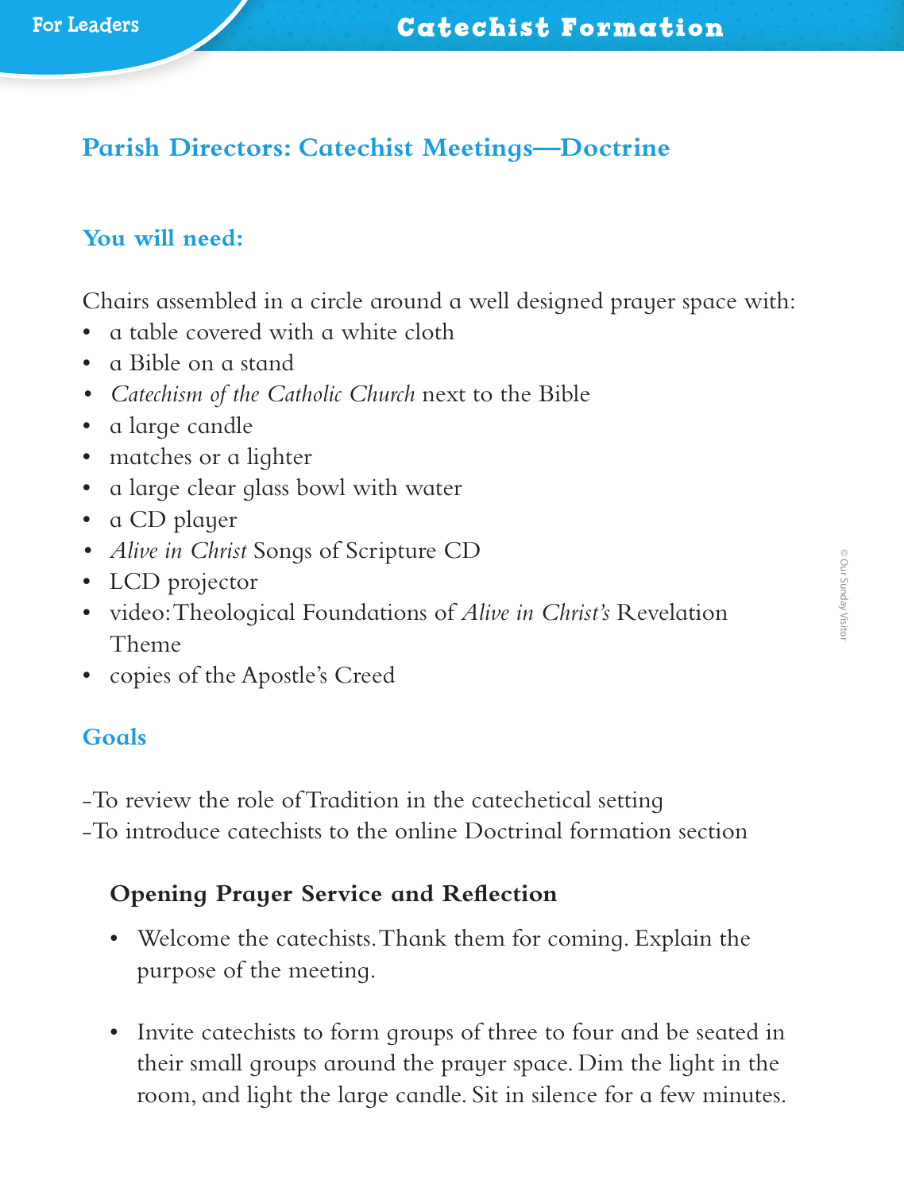## Parish Directors: Catechist Meetings—Doctrine

### You will need:

Chairs assembled in a circle around a well designed prayer space with:

- a table covered with a white cloth
- a Bible on a stand
- *Catechism of the Catholic Church* next to the Bible
- a large candle
- matches or a lighter
- a large clear glass bowl with water
- a CD player
- *Alive in Christ* Songs of Scripture CD
- LCD projector
- video: Theological Foundations of *Alive in Christ's* Revelation Theme
- copies of the Apostle's Creed

### Goals

-To review the role of Tradition in the catechetical setting
-To introduce catechists to the online Doctrinal formation section

#### Opening Prayer Service and Reflection

- Welcome the catechists. Thank them for coming. Explain the purpose of the meeting.
- Invite catechists to form groups of three to four and be seated in their small groups around the prayer space. Dim the light in the room, and light the large candle. Sit in silence for a few minutes.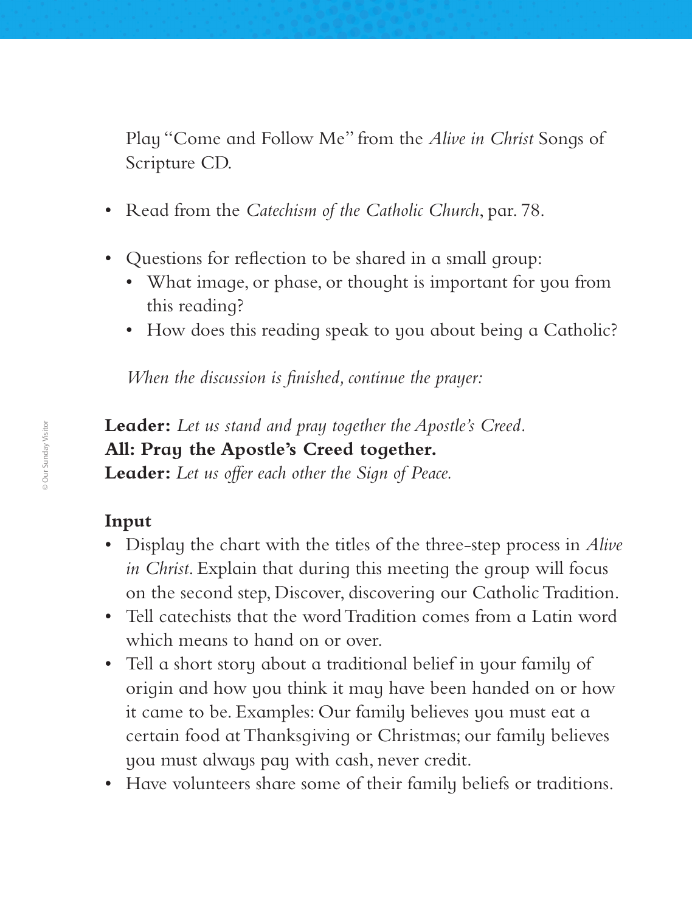Play "Come and Follow Me" from the *Alive in Christ* Songs of Scripture CD.

- Read from the *Catechism of the Catholic Church*, par. 78.
- Questions for reflection to be shared in a small group:
  - What image, or phase, or thought is important for you from this reading?
  - How does this reading speak to you about being a Catholic?

*When the discussion is finished, continue the prayer:*

**Leader:** *Let us stand and pray together the Apostle's Creed.*
**All: Pray the Apostle's Creed together.**
**Leader:** *Let us offer each other the Sign of Peace.*

**Input**

- Display the chart with the titles of the three-step process in *Alive in Christ*. Explain that during this meeting the group will focus on the second step, Discover, discovering our Catholic Tradition.
- Tell catechists that the word Tradition comes from a Latin word which means to hand on or over.
- Tell a short story about a traditional belief in your family of origin and how you think it may have been handed on or how it came to be. Examples: Our family believes you must eat a certain food at Thanksgiving or Christmas; our family believes you must always pay with cash, never credit.
- Have volunteers share some of their family beliefs or traditions.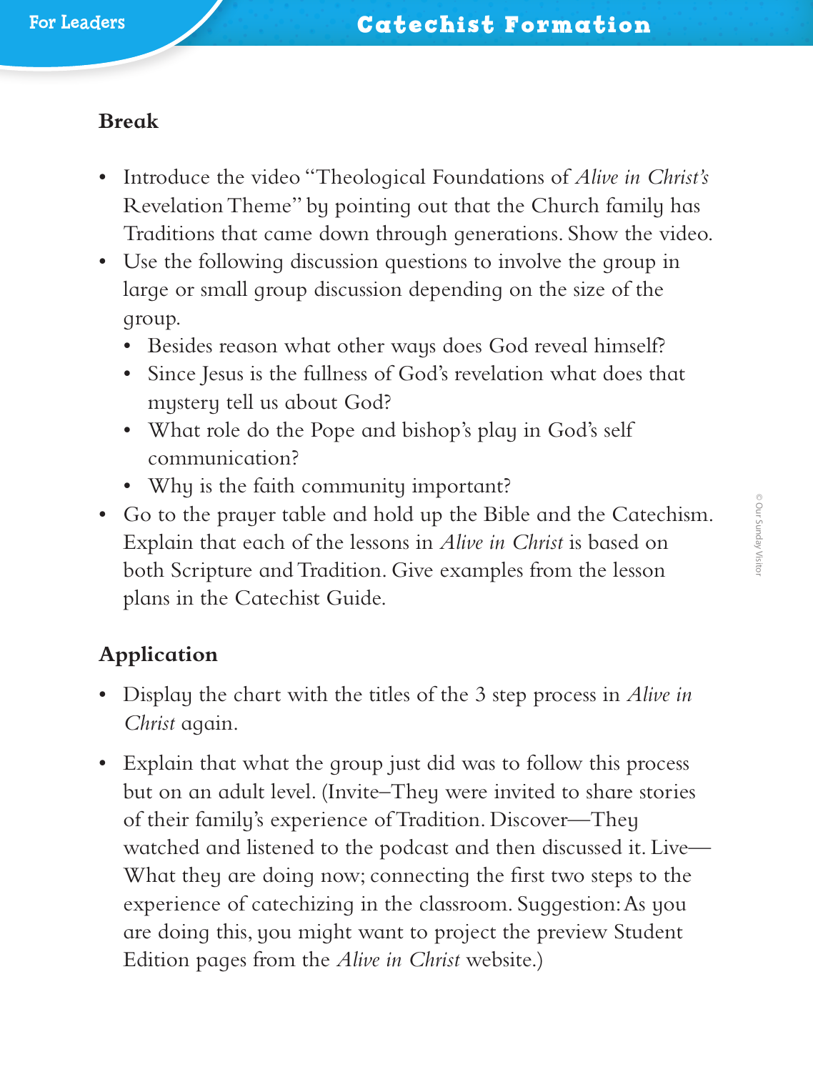## Break

- Introduce the video "Theological Foundations of *Alive in Christ's* Revelation Theme" by pointing out that the Church family has Traditions that came down through generations. Show the video.
- Use the following discussion questions to involve the group in large or small group discussion depending on the size of the group.
  - Besides reason what other ways does God reveal himself?
  - Since Jesus is the fullness of God's revelation what does that mystery tell us about God?
  - What role do the Pope and bishop's play in God's self communication?
  - Why is the faith community important?
- Go to the prayer table and hold up the Bible and the Catechism. Explain that each of the lessons in *Alive in Christ* is based on both Scripture and Tradition. Give examples from the lesson plans in the Catechist Guide.

## Application

- Display the chart with the titles of the 3 step process in *Alive in Christ* again.
- Explain that what the group just did was to follow this process but on an adult level. (Invite–They were invited to share stories of their family's experience of Tradition. Discover—They watched and listened to the podcast and then discussed it. Live—What they are doing now; connecting the first two steps to the experience of catechizing in the classroom. Suggestion: As you are doing this, you might want to project the preview Student Edition pages from the *Alive in Christ* website.)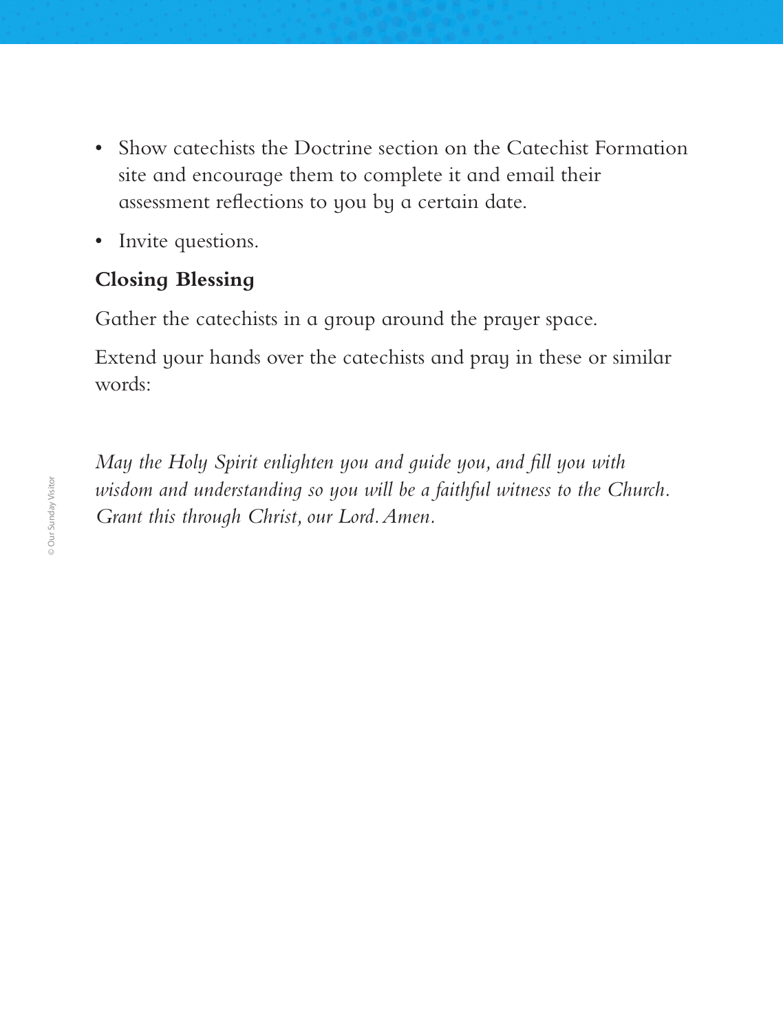- Show catechists the Doctrine section on the Catechist Formation site and encourage them to complete it and email their assessment reflections to you by a certain date.
- Invite questions.

**Closing Blessing**

Gather the catechists in a group around the prayer space.

Extend your hands over the catechists and pray in these or similar words:

*May the Holy Spirit enlighten you and guide you, and fill you with wisdom and understanding so you will be a faithful witness to the Church. Grant this through Christ, our Lord. Amen.*

© Our Sunday Visitor